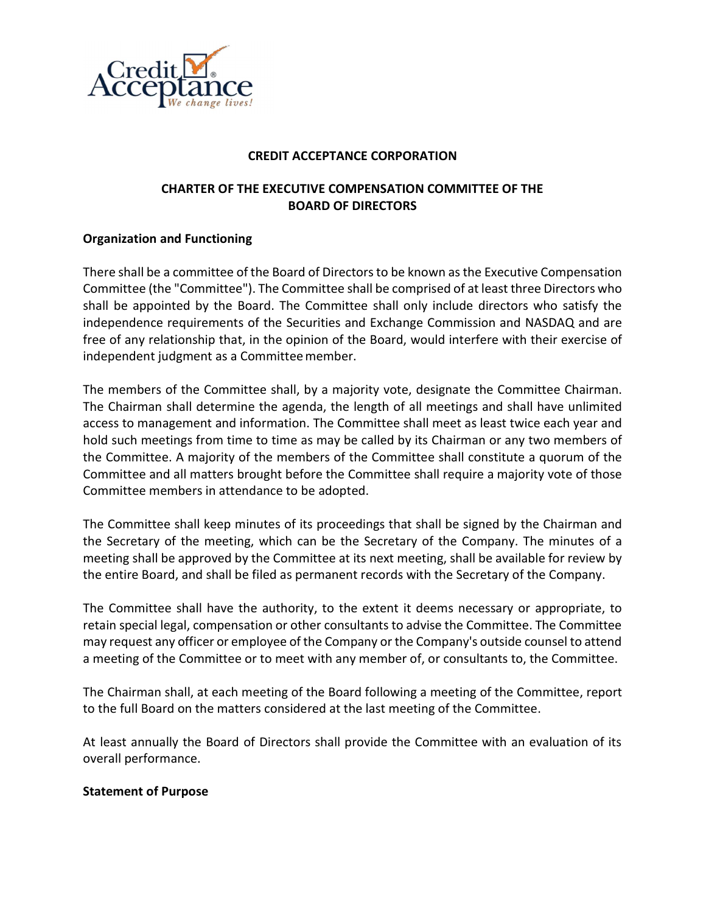# CREDIT ACCEPTANCE CORPORATION

## CHARTER OF THE EXECUTIVE COMPENSATION COMMITTEE OF THE BOARD OF DIRECTORS

**Organization and Functioning**

There shall be a committee of the Board of Directors to be known as the Executive Compensation Committee (the "Committee"). The Committee shall be comprised of at least three Directors who shall be appointed by the Board. The Committee shall only include directors who satisfy the independence requirements of the Securities and Exchange Commission and NASDAQ and are free of any relationship that, in the opinion of the Board, would interfere with their exercise of independent judgment as a Committee member.

The members of the Committee shall, by a majority vote, designate the Committee Chairman. The Chairman shall determine the agenda, the length of all meetings and shall have unlimited access to management and information. The Committee shall meet as least twice each year and hold such meetings from time to time as may be called by its Chairman or any two members of the Committee. A majority of the members of the Committee shall constitute a quorum of the Committee and all matters brought before the Committee shall require a majority vote of those Committee members in attendance to be adopted.

The Committee shall keep minutes of its proceedings that shall be signed by the Chairman and the Secretary of the meeting, which can be the Secretary of the Company. The minutes of a meeting shall be approved by the Committee at its next meeting, shall be available for review by the entire Board, and shall be filed as permanent records with the Secretary of the Company.

The Committee shall have the authority, to the extent it deems necessary or appropriate, to retain special legal, compensation or other consultants to advise the Committee. The Committee may request any officer or employee of the Company or the Company's outside counsel to attend a meeting of the Committee or to meet with any member of, or consultants to, the Committee.

The Chairman shall, at each meeting of the Board following a meeting of the Committee, report to the full Board on the matters considered at the last meeting of the Committee.

At least annually the Board of Directors shall provide the Committee with an evaluation of its overall performance.

**Statement of Purpose**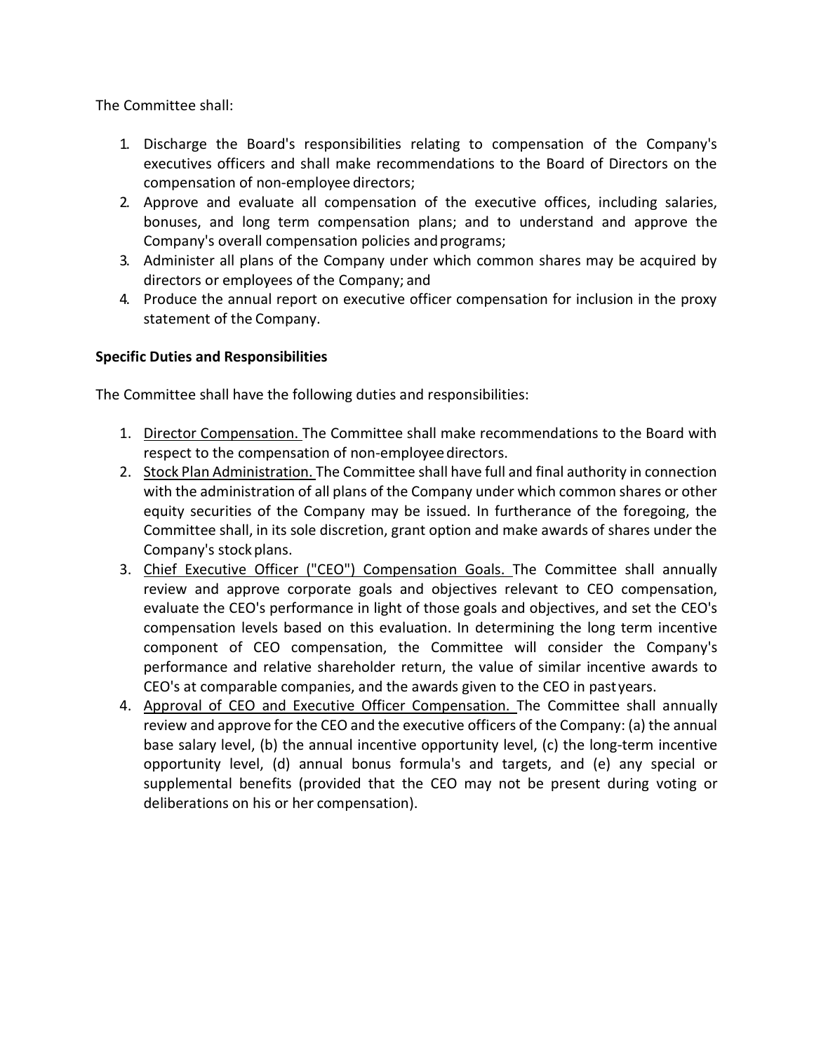The Committee shall:

1. Discharge the Board's responsibilities relating to compensation of the Company's executives officers and shall make recommendations to the Board of Directors on the compensation of non-employee directors;
2. Approve and evaluate all compensation of the executive offices, including salaries, bonuses, and long term compensation plans; and to understand and approve the Company's overall compensation policies and programs;
3. Administer all plans of the Company under which common shares may be acquired by directors or employees of the Company; and
4. Produce the annual report on executive officer compensation for inclusion in the proxy statement of the Company.

**Specific Duties and Responsibilities**

The Committee shall have the following duties and responsibilities:

1. Director Compensation. The Committee shall make recommendations to the Board with respect to the compensation of non-employee directors.
2. Stock Plan Administration. The Committee shall have full and final authority in connection with the administration of all plans of the Company under which common shares or other equity securities of the Company may be issued. In furtherance of the foregoing, the Committee shall, in its sole discretion, grant option and make awards of shares under the Company's stock plans.
3. Chief Executive Officer ("CEO") Compensation Goals. The Committee shall annually review and approve corporate goals and objectives relevant to CEO compensation, evaluate the CEO's performance in light of those goals and objectives, and set the CEO's compensation levels based on this evaluation. In determining the long term incentive component of CEO compensation, the Committee will consider the Company's performance and relative shareholder return, the value of similar incentive awards to CEO's at comparable companies, and the awards given to the CEO in past years.
4. Approval of CEO and Executive Officer Compensation. The Committee shall annually review and approve for the CEO and the executive officers of the Company: (a) the annual base salary level, (b) the annual incentive opportunity level, (c) the long-term incentive opportunity level, (d) annual bonus formula's and targets, and (e) any special or supplemental benefits (provided that the CEO may not be present during voting or deliberations on his or her compensation).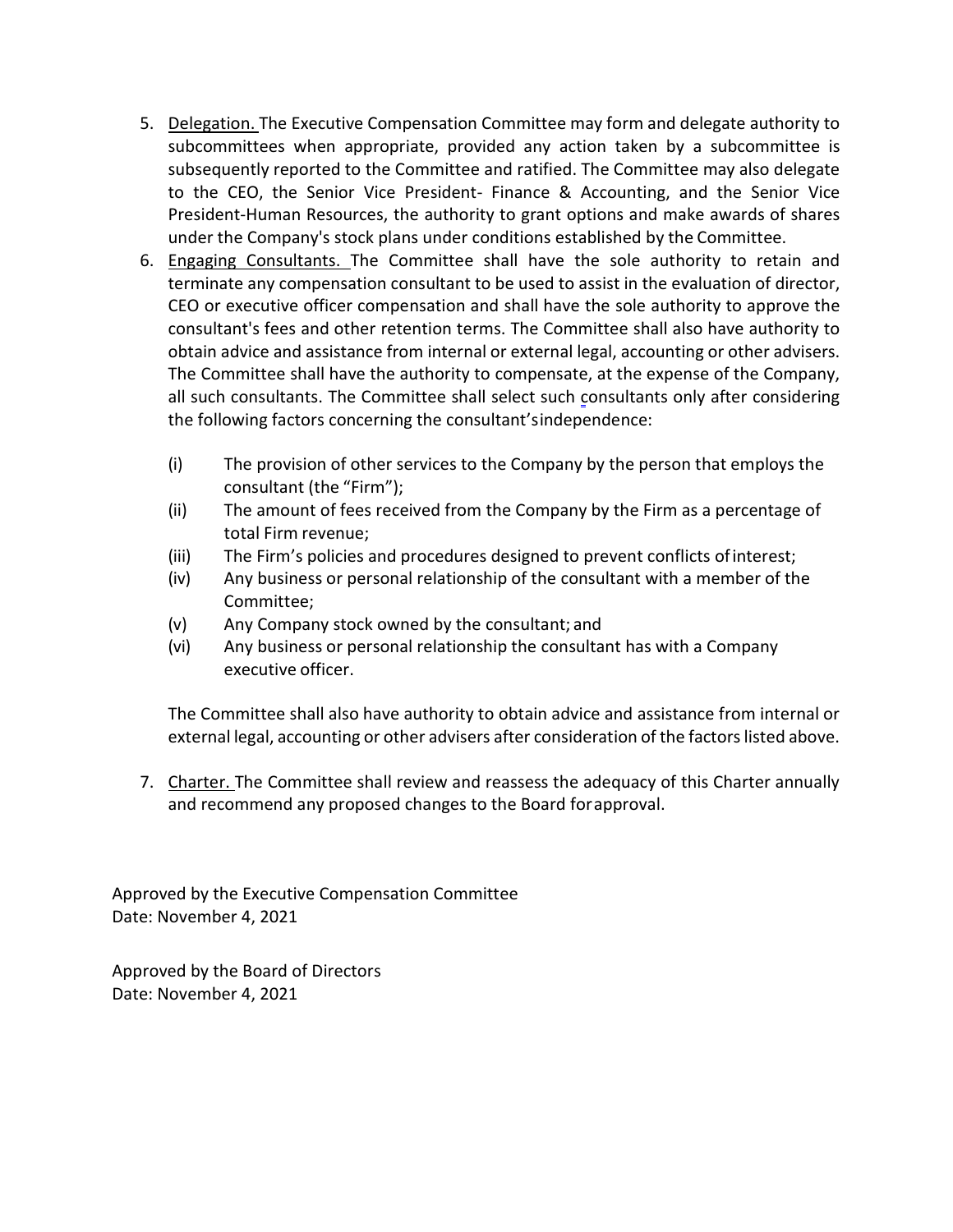5. Delegation. The Executive Compensation Committee may form and delegate authority to subcommittees when appropriate, provided any action taken by a subcommittee is subsequently reported to the Committee and ratified. The Committee may also delegate to the CEO, the Senior Vice President- Finance & Accounting, and the Senior Vice President-Human Resources, the authority to grant options and make awards of shares under the Company's stock plans under conditions established by the Committee.
6. Engaging Consultants. The Committee shall have the sole authority to retain and terminate any compensation consultant to be used to assist in the evaluation of director, CEO or executive officer compensation and shall have the sole authority to approve the consultant's fees and other retention terms. The Committee shall also have authority to obtain advice and assistance from internal or external legal, accounting or other advisers. The Committee shall have the authority to compensate, at the expense of the Company, all such consultants. The Committee shall select such consultants only after considering the following factors concerning the consultant's independence:

   (i) The provision of other services to the Company by the person that employs the consultant (the "Firm");
   (ii) The amount of fees received from the Company by the Firm as a percentage of total Firm revenue;
   (iii) The Firm's policies and procedures designed to prevent conflicts of interest;
   (iv) Any business or personal relationship of the consultant with a member of the Committee;
   (v) Any Company stock owned by the consultant; and
   (vi) Any business or personal relationship the consultant has with a Company executive officer.

   The Committee shall also have authority to obtain advice and assistance from internal or external legal, accounting or other advisers after consideration of the factors listed above.

7. Charter. The Committee shall review and reassess the adequacy of this Charter annually and recommend any proposed changes to the Board for approval.

Approved by the Executive Compensation Committee
Date: November 4, 2021

Approved by the Board of Directors
Date: November 4, 2021